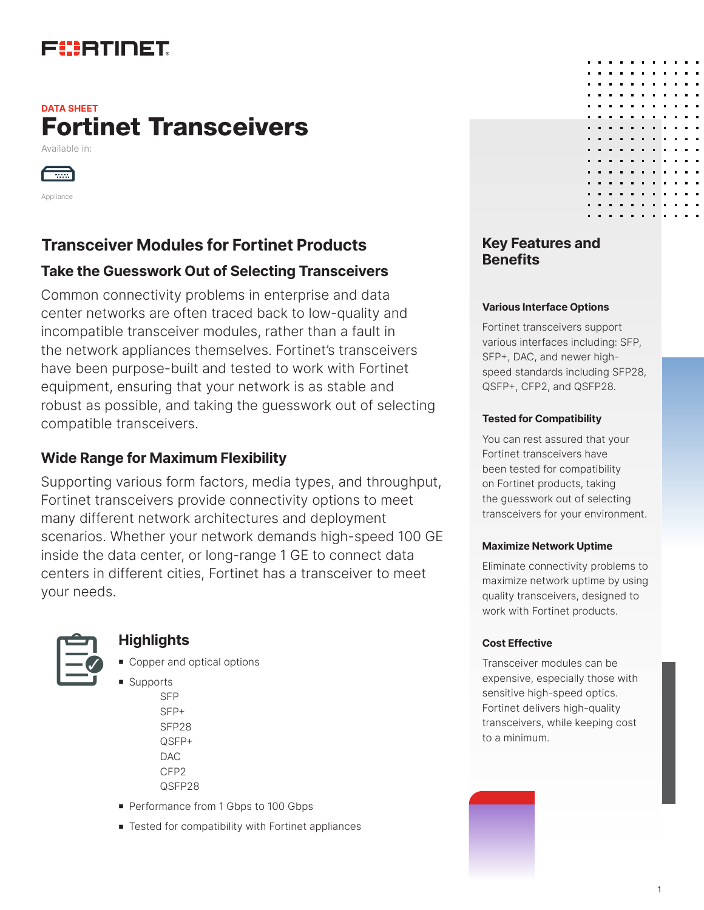DATA SHEET

# Fortinet Transceivers

Available in:

Appliance

## Transceiver Modules for Fortinet Products

### Take the Guesswork Out of Selecting Transceivers

Common connectivity problems in enterprise and data center networks are often traced back to low-quality and incompatible transceiver modules, rather than a fault in the network appliances themselves. Fortinet's transceivers have been purpose-built and tested to work with Fortinet equipment, ensuring that your network is as stable and robust as possible, and taking the guesswork out of selecting compatible transceivers.

### Wide Range for Maximum Flexibility

Supporting various form factors, media types, and throughput, Fortinet transceivers provide connectivity options to meet many different network architectures and deployment scenarios. Whether your network demands high-speed 100 GE inside the data center, or long-range 1 GE to connect data centers in different cities, Fortinet has a transceiver to meet your needs.

### Highlights

- Copper and optical options
- Supports
  - SFP
  - SFP+
  - SFP28
  - QSFP+
  - DAC
  - CFP2
  - QSFP28
- Performance from 1 Gbps to 100 Gbps
- Tested for compatibility with Fortinet appliances

## Key Features and Benefits

**Various Interface Options**

Fortinet transceivers support various interfaces including: SFP, SFP+, DAC, and newer high-speed standards including SFP28, QSFP+, CFP2, and QSFP28.

**Tested for Compatibility**

You can rest assured that your Fortinet transceivers have been tested for compatibility on Fortinet products, taking the guesswork out of selecting transceivers for your environment.

**Maximize Network Uptime**

Eliminate connectivity problems to maximize network uptime by using quality transceivers, designed to work with Fortinet products.

**Cost Effective**

Transceiver modules can be expensive, especially those with sensitive high-speed optics. Fortinet delivers high-quality transceivers, while keeping cost to a minimum.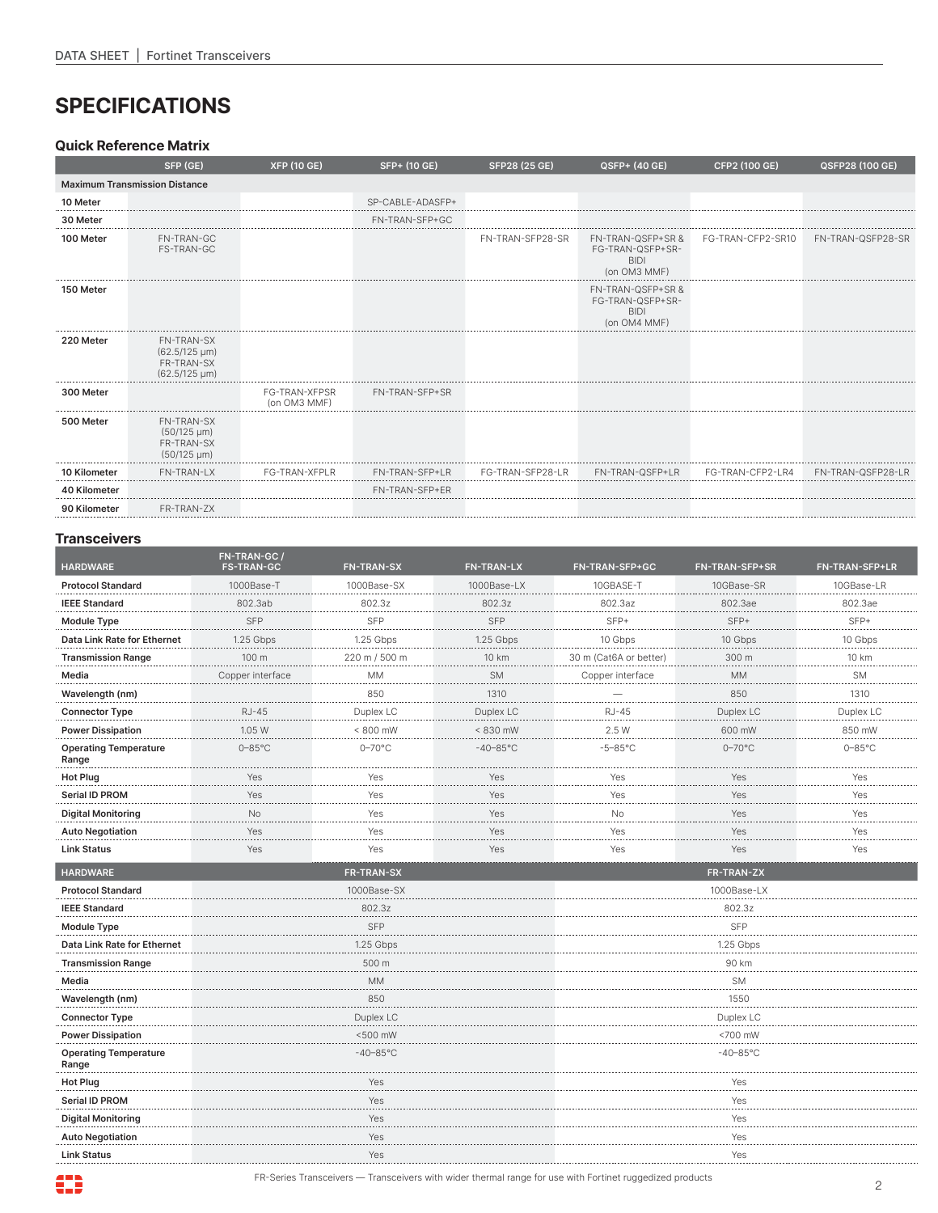# SPECIFICATIONS

### Quick Reference Matrix

| | SFP (GE) | XFP (10 GE) | SFP+ (10 GE) | SFP28 (25 GE) | QSFP+ (40 GE) | CFP2 (100 GE) | QSFP28 (100 GE) |
|---|---|---|---|---|---|---|---|
| **Maximum Transmission Distance** | | | | | | | |
| **10 Meter** | | | SP-CABLE-ADASFP+ | | | | |
| **30 Meter** | | | FN-TRAN-SFP+GC | | | | |
| **100 Meter** | FN-TRAN-GC FS-TRAN-GC | | | FN-TRAN-SFP28-SR | FN-TRAN-QSFP+SR & FG-TRAN-QSFP+SR-BIDI (on OM3 MMF) | FG-TRAN-CFP2-SR10 | FN-TRAN-QSFP28-SR |
| **150 Meter** | | | | | FN-TRAN-QSFP+SR & FG-TRAN-QSFP+SR-BIDI (on OM4 MMF) | | |
| **220 Meter** | FN-TRAN-SX (62.5/125 µm) FR-TRAN-SX (62.5/125 µm) | | | | | | |
| **300 Meter** | | FG-TRAN-XFPSR (on OM3 MMF) | FN-TRAN-SFP+SR | | | | |
| **500 Meter** | FN-TRAN-SX (50/125 µm) FR-TRAN-SX (50/125 µm) | | | | | | |
| **10 Kilometer** | FN-TRAN-LX | FG-TRAN-XFPLR | FN-TRAN-SFP+LR | FG-TRAN-SFP28-LR | FN-TRAN-QSFP+LR | FG-TRAN-CFP2-LR4 | FN-TRAN-QSFP28-LR |
| **40 Kilometer** | | | FN-TRAN-SFP+ER | | | | |
| **90 Kilometer** | FR-TRAN-ZX | | | | | | |

### Transceivers

| HARDWARE | FN-TRAN-GC / FS-TRAN-GC | FN-TRAN-SX | FN-TRAN-LX | FN-TRAN-SFP+GC | FN-TRAN-SFP+SR | FN-TRAN-SFP+LR |
|---|---|---|---|---|---|---|
| **Protocol Standard** | 1000Base-T | 1000Base-SX | 1000Base-LX | 10GBASE-T | 10GBase-SR | 10GBase-LR |
| **IEEE Standard** | 802.3ab | 802.3z | 802.3z | 802.3az | 802.3ae | 802.3ae |
| **Module Type** | SFP | SFP | SFP | SFP+ | SFP+ | SFP+ |
| **Data Link Rate for Ethernet** | 1.25 Gbps | 1.25 Gbps | 1.25 Gbps | 10 Gbps | 10 Gbps | 10 Gbps |
| **Transmission Range** | 100 m | 220 m / 500 m | 10 km | 30 m (Cat6A or better) | 300 m | 10 km |
| **Media** | Copper interface | MM | SM | Copper interface | MM | SM |
| **Wavelength (nm)** | | 850 | 1310 | — | 850 | 1310 |
| **Connector Type** | RJ-45 | Duplex LC | Duplex LC | RJ-45 | Duplex LC | Duplex LC |
| **Power Dissipation** | 1.05 W | < 800 mW | < 830 mW | 2.5 W | 600 mW | 850 mW |
| **Operating Temperature Range** | 0–85°C | 0–70°C | -40–85°C | -5–85°C | 0–70°C | 0–85°C |
| **Hot Plug** | Yes | Yes | Yes | Yes | Yes | Yes |
| **Serial ID PROM** | Yes | Yes | Yes | Yes | Yes | Yes |
| **Digital Monitoring** | No | Yes | Yes | No | Yes | Yes |
| **Auto Negotiation** | Yes | Yes | Yes | Yes | Yes | Yes |
| **Link Status** | Yes | Yes | Yes | Yes | Yes | Yes |

| HARDWARE | FR-TRAN-SX | FR-TRAN-ZX |
|---|---|---|
| **Protocol Standard** | 1000Base-SX | 1000Base-LX |
| **IEEE Standard** | 802.3z | 802.3z |
| **Module Type** | SFP | SFP |
| **Data Link Rate for Ethernet** | 1.25 Gbps | 1.25 Gbps |
| **Transmission Range** | 500 m | 90 km |
| **Media** | MM | SM |
| **Wavelength (nm)** | 850 | 1550 |
| **Connector Type** | Duplex LC | Duplex LC |
| **Power Dissipation** | <500 mW | <700 mW |
| **Operating Temperature Range** | -40–85°C | -40–85°C |
| **Hot Plug** | Yes | Yes |
| **Serial ID PROM** | Yes | Yes |
| **Digital Monitoring** | Yes | Yes |
| **Auto Negotiation** | Yes | Yes |
| **Link Status** | Yes | Yes |

FR-Series Transceivers — Transceivers with wider thermal range for use with Fortinet ruggedized products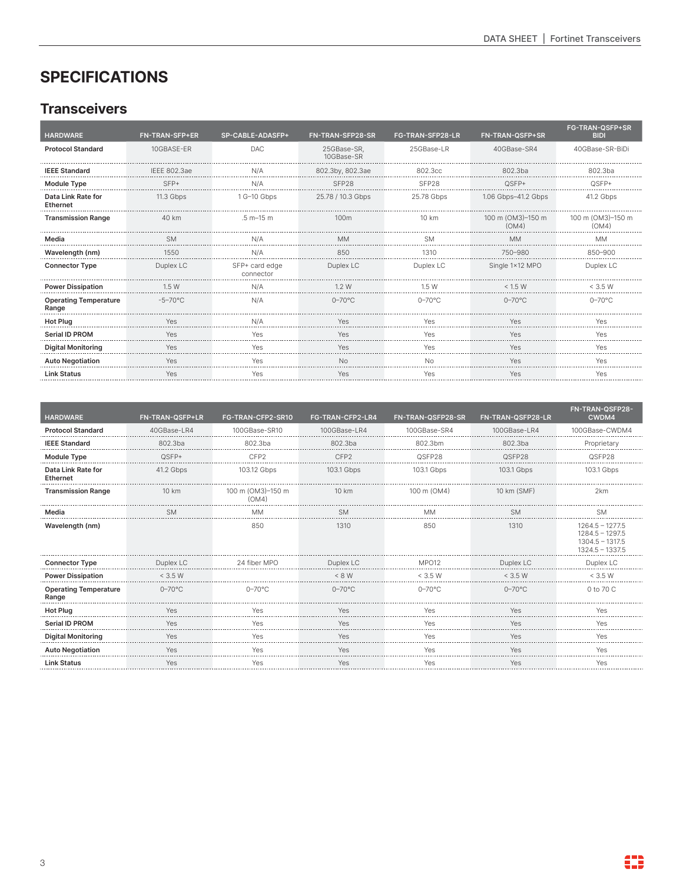## SPECIFICATIONS

### Transceivers

| HARDWARE | FN-TRAN-SFP+ER | SP-CABLE-ADASFP+ | FN-TRAN-SFP28-SR | FG-TRAN-SFP28-LR | FN-TRAN-QSFP+SR | FG-TRAN-QSFP+SR BIDI |
|---|---|---|---|---|---|---|
| **Protocol Standard** | 10GBASE-ER | DAC | 25GBase-SR, 10GBase-SR | 25GBase-LR | 40GBase-SR4 | 40GBase-SR-BiDi |
| **IEEE Standard** | IEEE 802.3ae | N/A | 802.3by, 802.3ae | 802.3cc | 802.3ba | 802.3ba |
| **Module Type** | SFP+ | N/A | SFP28 | SFP28 | QSFP+ | QSFP+ |
| **Data Link Rate for Ethernet** | 11.3 Gbps | 1 G–10 Gbps | 25.78 / 10.3 Gbps | 25.78 Gbps | 1.06 Gbps–41.2 Gbps | 41.2 Gbps |
| **Transmission Range** | 40 km | .5 m–15 m | 100m | 10 km | 100 m (OM3)–150 m (OM4) | 100 m (OM3)–150 m (OM4) |
| **Media** | SM | N/A | MM | SM | MM | MM |
| **Wavelength (nm)** | 1550 | N/A | 850 | 1310 | 750–980 | 850–900 |
| **Connector Type** | Duplex LC | SFP+ card edge connector | Duplex LC | Duplex LC | Single 1×12 MPO | Duplex LC |
| **Power Dissipation** | 1.5 W | N/A | 1.2 W | 1.5 W | < 1.5 W | < 3.5 W |
| **Operating Temperature Range** | −5–70°C | N/A | 0–70°C | 0–70°C | 0–70°C | 0–70°C |
| **Hot Plug** | Yes | N/A | Yes | Yes | Yes | Yes |
| **Serial ID PROM** | Yes | Yes | Yes | Yes | Yes | Yes |
| **Digital Monitoring** | Yes | Yes | Yes | Yes | Yes | Yes |
| **Auto Negotiation** | Yes | Yes | No | No | Yes | Yes |
| **Link Status** | Yes | Yes | Yes | Yes | Yes | Yes |

| HARDWARE | FN-TRAN-QSFP+LR | FG-TRAN-CFP2-SR10 | FG-TRAN-CFP2-LR4 | FN-TRAN-QSFP28-SR | FN-TRAN-QSFP28-LR | FN-TRAN-QSFP28-CWDM4 |
|---|---|---|---|---|---|---|
| **Protocol Standard** | 40GBase-LR4 | 100GBase-SR10 | 100GBase-LR4 | 100GBase-SR4 | 100GBase-LR4 | 100GBase-CWDM4 |
| **IEEE Standard** | 802.3ba | 802.3ba | 802.3ba | 802.3bm | 802.3ba | Proprietary |
| **Module Type** | QSFP+ | CFP2 | CFP2 | QSFP28 | QSFP28 | QSFP28 |
| **Data Link Rate for Ethernet** | 41.2 Gbps | 103.12 Gbps | 103.1 Gbps | 103.1 Gbps | 103.1 Gbps | 103.1 Gbps |
| **Transmission Range** | 10 km | 100 m (OM3)–150 m (OM4) | 10 km | 100 m (OM4) | 10 km (SMF) | 2km |
| **Media** | SM | MM | SM | MM | SM | SM |
| **Wavelength (nm)** | | 850 | 1310 | 850 | 1310 | 1264.5 – 1277.5<br>1284.5 – 1297.5<br>1304.5 – 1317.5<br>1324.5 – 1337.5 |
| **Connector Type** | Duplex LC | 24 fiber MPO | Duplex LC | MPO12 | Duplex LC | Duplex LC |
| **Power Dissipation** | < 3.5 W | | < 8 W | < 3.5 W | < 3.5 W | < 3.5 W |
| **Operating Temperature Range** | 0–70°C | 0–70°C | 0–70°C | 0–70°C | 0–70°C | 0 to 70 C |
| **Hot Plug** | Yes | Yes | Yes | Yes | Yes | Yes |
| **Serial ID PROM** | Yes | Yes | Yes | Yes | Yes | Yes |
| **Digital Monitoring** | Yes | Yes | Yes | Yes | Yes | Yes |
| **Auto Negotiation** | Yes | Yes | Yes | Yes | Yes | Yes |
| **Link Status** | Yes | Yes | Yes | Yes | Yes | Yes |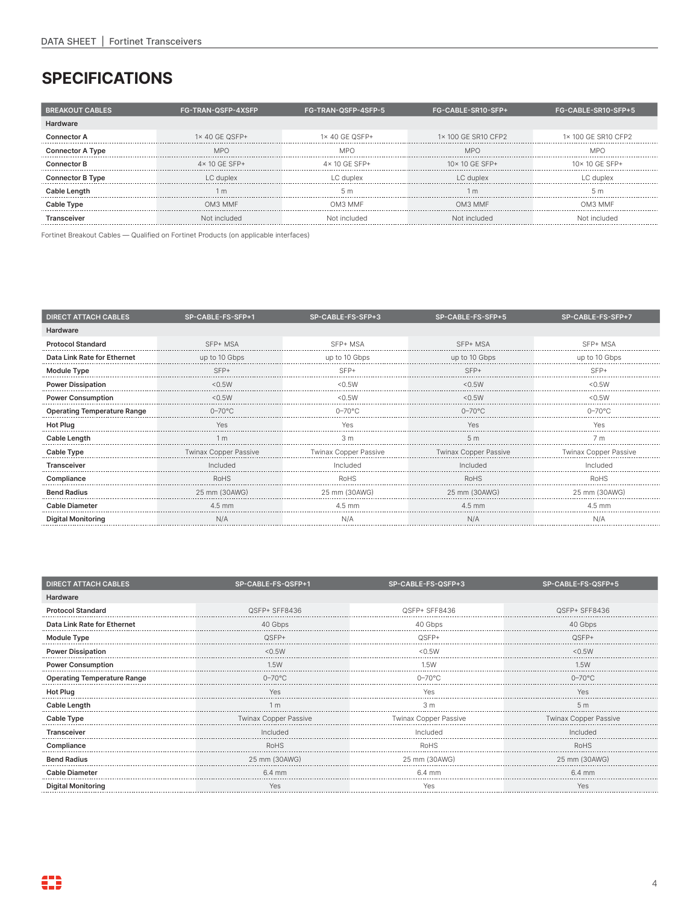# SPECIFICATIONS

| BREAKOUT CABLES | FG-TRAN-QSFP-4XSFP | FG-TRAN-QSFP-4SFP-5 | FG-CABLE-SR10-SFP+ | FG-CABLE-SR10-SFP+5 |
|---|---|---|---|---|
| **Hardware** | | | | |
| **Connector A** | 1× 40 GE QSFP+ | 1× 40 GE QSFP+ | 1× 100 GE SR10 CFP2 | 1× 100 GE SR10 CFP2 |
| **Connector A Type** | MPO | MPO | MPO | MPO |
| **Connector B** | 4× 10 GE SFP+ | 4× 10 GE SFP+ | 10× 10 GE SFP+ | 10× 10 GE SFP+ |
| **Connector B Type** | LC duplex | LC duplex | LC duplex | LC duplex |
| **Cable Length** | 1 m | 5 m | 1 m | 5 m |
| **Cable Type** | OM3 MMF | OM3 MMF | OM3 MMF | OM3 MMF |
| **Transceiver** | Not included | Not included | Not included | Not included |

Fortinet Breakout Cables — Qualified on Fortinet Products (on applicable interfaces)

| DIRECT ATTACH CABLES | SP-CABLE-FS-SFP+1 | SP-CABLE-FS-SFP+3 | SP-CABLE-FS-SFP+5 | SP-CABLE-FS-SFP+7 |
|---|---|---|---|---|
| **Hardware** | | | | |
| **Protocol Standard** | SFP+ MSA | SFP+ MSA | SFP+ MSA | SFP+ MSA |
| **Data Link Rate for Ethernet** | up to 10 Gbps | up to 10 Gbps | up to 10 Gbps | up to 10 Gbps |
| **Module Type** | SFP+ | SFP+ | SFP+ | SFP+ |
| **Power Dissipation** | <0.5W | <0.5W | <0.5W | <0.5W |
| **Power Consumption** | <0.5W | <0.5W | <0.5W | <0.5W |
| **Operating Temperature Range** | 0–70°C | 0–70°C | 0–70°C | 0–70°C |
| **Hot Plug** | Yes | Yes | Yes | Yes |
| **Cable Length** | 1 m | 3 m | 5 m | 7 m |
| **Cable Type** | Twinax Copper Passive | Twinax Copper Passive | Twinax Copper Passive | Twinax Copper Passive |
| **Transceiver** | Included | Included | Included | Included |
| **Compliance** | RoHS | RoHS | RoHS | RoHS |
| **Bend Radius** | 25 mm (30AWG) | 25 mm (30AWG) | 25 mm (30AWG) | 25 mm (30AWG) |
| **Cable Diameter** | 4.5 mm | 4.5 mm | 4.5 mm | 4.5 mm |
| **Digital Monitoring** | N/A | N/A | N/A | N/A |

| DIRECT ATTACH CABLES | SP-CABLE-FS-QSFP+1 | SP-CABLE-FS-QSFP+3 | SP-CABLE-FS-QSFP+5 |
|---|---|---|---|
| **Hardware** | | | |
| **Protocol Standard** | QSFP+ SFF8436 | QSFP+ SFF8436 | QSFP+ SFF8436 |
| **Data Link Rate for Ethernet** | 40 Gbps | 40 Gbps | 40 Gbps |
| **Module Type** | QSFP+ | QSFP+ | QSFP+ |
| **Power Dissipation** | <0.5W | <0.5W | <0.5W |
| **Power Consumption** | 1.5W | 1.5W | 1.5W |
| **Operating Temperature Range** | 0–70°C | 0–70°C | 0–70°C |
| **Hot Plug** | Yes | Yes | Yes |
| **Cable Length** | 1 m | 3 m | 5 m |
| **Cable Type** | Twinax Copper Passive | Twinax Copper Passive | Twinax Copper Passive |
| **Transceiver** | Included | Included | Included |
| **Compliance** | RoHS | RoHS | RoHS |
| **Bend Radius** | 25 mm (30AWG) | 25 mm (30AWG) | 25 mm (30AWG) |
| **Cable Diameter** | 6.4 mm | 6.4 mm | 6.4 mm |
| **Digital Monitoring** | Yes | Yes | Yes |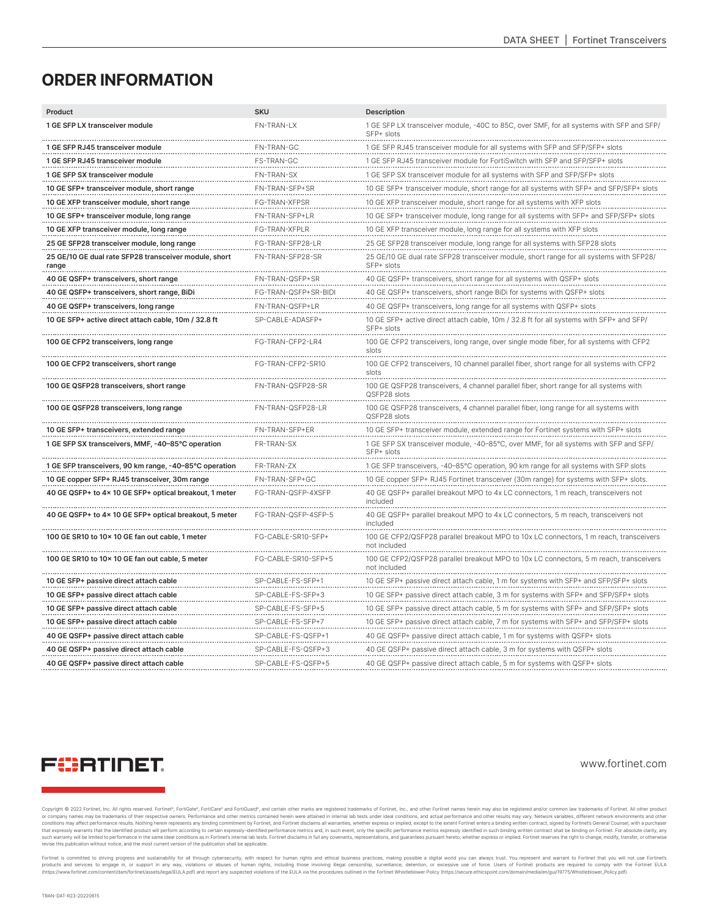# ORDER INFORMATION

| Product | SKU | Description |
|---|---|---|
| **1 GE SFP LX transceiver module** | FN-TRAN-LX | 1 GE SFP LX transceiver module, -40C to 85C, over SMF, for all systems with SFP and SFP/SFP+ slots |
| **1 GE SFP RJ45 transceiver module** | FN-TRAN-GC | 1 GE SFP RJ45 transceiver module for all systems with SFP and SFP/SFP+ slots |
| **1 GE SFP RJ45 transceiver module** | FS-TRAN-GC | 1 GE SFP RJ45 transceiver module for FortiSwitch with SFP and SFP/SFP+ slots |
| **1 GE SFP SX transceiver module** | FN-TRAN-SX | 1 GE SFP SX transceiver module for all systems with SFP and SFP/SFP+ slots |
| **10 GE SFP+ transceiver module, short range** | FN-TRAN-SFP+SR | 10 GE SFP+ transceiver module, short range for all systems with SFP+ and SFP/SFP+ slots |
| **10 GE XFP transceiver module, short range** | FG-TRAN-XFPSR | 10 GE XFP transceiver module, short range for all systems with XFP slots |
| **10 GE SFP+ transceiver module, long range** | FN-TRAN-SFP+LR | 10 GE SFP+ transceiver module, long range for all systems with SFP+ and SFP/SFP+ slots |
| **10 GE XFP transceiver module, long range** | FG-TRAN-XFPLR | 10 GE XFP transceiver module, long range for all systems with XFP slots |
| **25 GE SFP28 transceiver module, long range** | FG-TRAN-SFP28-LR | 25 GE SFP28 transceiver module, long range for all systems with SFP28 slots |
| **25 GE/10 GE dual rate SFP28 transceiver module, short range** | FN-TRAN-SFP28-SR | 25 GE/10 GE dual rate SFP28 transceiver module, short range for all systems with SFP28/SFP+ slots |
| **40 GE QSFP+ transceivers, short range** | FN-TRAN-QSFP+SR | 40 GE QSFP+ transceivers, short range for all systems with QSFP+ slots |
| **40 GE QSFP+ transceivers, short range, BiDi** | FG-TRAN-QSFP+SR-BIDI | 40 GE QSFP+ transceivers, short range BiDi for systems with QSFP+ slots |
| **40 GE QSFP+ transceivers, long range** | FN-TRAN-QSFP+LR | 40 GE QSFP+ transceivers, long range for all systems with QSFP+ slots |
| **10 GE SFP+ active direct attach cable, 10m / 32.8 ft** | SP-CABLE-ADASFP+ | 10 GE SFP+ active direct attach cable, 10m / 32.8 ft for all systems with SFP+ and SFP/SFP+ slots |
| **100 GE CFP2 transceivers, long range** | FG-TRAN-CFP2-LR4 | 100 GE CFP2 transceivers, long range, over single mode fiber, for all systems with CFP2 slots |
| **100 GE CFP2 transceivers, short range** | FG-TRAN-CFP2-SR10 | 100 GE CFP2 transceivers, 10 channel parallel fiber, short range for all systems with CFP2 slots |
| **100 GE QSFP28 transceivers, short range** | FN-TRAN-QSFP28-SR | 100 GE QSFP28 transceivers, 4 channel parallel fiber, short range for all systems with QSFP28 slots |
| **100 GE QSFP28 transceivers, long range** | FN-TRAN-QSFP28-LR | 100 GE QSFP28 transceivers, 4 channel parallel fiber, long range for all systems with QSFP28 slots |
| **10 GE SFP+ transceivers, extended range** | FN-TRAN-SFP+ER | 10 GE SFP+ transceiver module, extended range for Fortinet systems with SFP+ slots |
| **1 GE SFP SX transceivers, MMF, -40–85°C operation** | FR-TRAN-SX | 1 GE SFP SX transceiver module, -40–85°C, over MMF, for all systems with SFP and SFP/SFP+ slots |
| **1 GE SFP transceivers, 90 km range, -40–85°C operation** | FR-TRAN-ZX | 1 GE SFP transceivers, -40–85°C operation, 90 km range for all systems with SFP slots |
| **10 GE copper SFP+ RJ45 transceiver, 30m range** | FN-TRAN-SFP+GC | 10 GE copper SFP+ RJ45 Fortinet transceiver (30m range) for systems with SFP+ slots. |
| **40 GE QSFP+ to 4× 10 GE SFP+ optical breakout, 1 meter** | FG-TRAN-QSFP-4XSFP | 40 GE QSFP+ parallel breakout MPO to 4x LC connectors, 1 m reach, transceivers not included |
| **40 GE QSFP+ to 4× 10 GE SFP+ optical breakout, 5 meter** | FG-TRAN-QSFP-4SFP-5 | 40 GE QSFP+ parallel breakout MPO to 4x LC connectors, 5 m reach, transceivers not included |
| **100 GE SR10 to 10× 10 GE fan out cable, 1 meter** | FG-CABLE-SR10-SFP+ | 100 GE CFP2/QSFP28 parallel breakout MPO to 10x LC connectors, 1 m reach, transceivers not included |
| **100 GE SR10 to 10× 10 GE fan out cable, 5 meter** | FG-CABLE-SR10-SFP+5 | 100 GE CFP2/QSFP28 parallel breakout MPO to 10x LC connectors, 5 m reach, transceivers not included |
| **10 GE SFP+ passive direct attach cable** | SP-CABLE-FS-SFP+1 | 10 GE SFP+ passive direct attach cable, 1 m for systems with SFP+ and SFP/SFP+ slots |
| **10 GE SFP+ passive direct attach cable** | SP-CABLE-FS-SFP+3 | 10 GE SFP+ passive direct attach cable, 3 m for systems with SFP+ and SFP/SFP+ slots |
| **10 GE SFP+ passive direct attach cable** | SP-CABLE-FS-SFP+5 | 10 GE SFP+ passive direct attach cable, 5 m for systems with SFP+ and SFP/SFP+ slots |
| **10 GE SFP+ passive direct attach cable** | SP-CABLE-FS-SFP+7 | 10 GE SFP+ passive direct attach cable, 7 m for systems with SFP+ and SFP/SFP+ slots |
| **40 GE QSFP+ passive direct attach cable** | SP-CABLE-FS-QSFP+1 | 40 GE QSFP+ passive direct attach cable, 1 m for systems with QSFP+ slots |
| **40 GE QSFP+ passive direct attach cable** | SP-CABLE-FS-QSFP+3 | 40 GE QSFP+ passive direct attach cable, 3 m for systems with QSFP+ slots |
| **40 GE QSFP+ passive direct attach cable** | SP-CABLE-FS-QSFP+5 | 40 GE QSFP+ passive direct attach cable, 5 m for systems with QSFP+ slots |

FORTINET

www.fortinet.com

Copyright © 2022 Fortinet, Inc. All rights reserved. Fortinet®, FortiGate®, FortiCare® and FortiGuard®, and certain other marks are registered trademarks of Fortinet, Inc., and other Fortinet names herein may also be registered and/or common law trademarks of Fortinet. All other product or company names may be trademarks of their respective owners. Performance and other metrics contained herein were attained in internal lab tests under ideal conditions, and actual performance and other results may vary. Network variables, different network environments and other conditions may affect performance results. Nothing herein represents any binding commitment by Fortinet, and Fortinet disclaims all warranties, whether express or implied, except to the extent Fortinet enters a binding written contract, signed by Fortinet's General Counsel, with a purchaser that expressly warrants that the identified product will perform according to certain expressly-identified performance metrics and, in such event, only the specific performance metrics expressly identified in such binding written contract shall be binding on Fortinet. For absolute clarity, any such warranty will be limited to performance in the same ideal conditions as in Fortinet's internal lab tests. Fortinet disclaims in full any covenants, representations, and guarantees pursuant hereto, whether express or implied. Fortinet reserves the right to change, modify, transfer, or otherwise revise this publication without notice, and the most current version of the publication shall be applicable.

Fortinet is committed to driving progress and sustainability for all through cybersecurity, with respect for human rights and ethical business practices, making possible a digital world you can always trust. You represent and warrant to Fortinet that you will not use Fortinet's products and services to engage in, or support in any way, violations or abuses of human rights, including those involving illegal censorship, surveillance, detention, or excessive use of force. Users of Fortinet products are required to comply with the Fortinet EULA (https://www.fortinet.com/content/dam/fortinet/assets/legal/EULA.pdf) and report any suspected violations of the EULA via the procedures outlined in the Fortinet Whistleblower Policy (https://secure.ethicspoint.com/domain/media/en/gui/19775/Whistleblower_Policy.pdf).

TRAN-DAT-R23-20220615